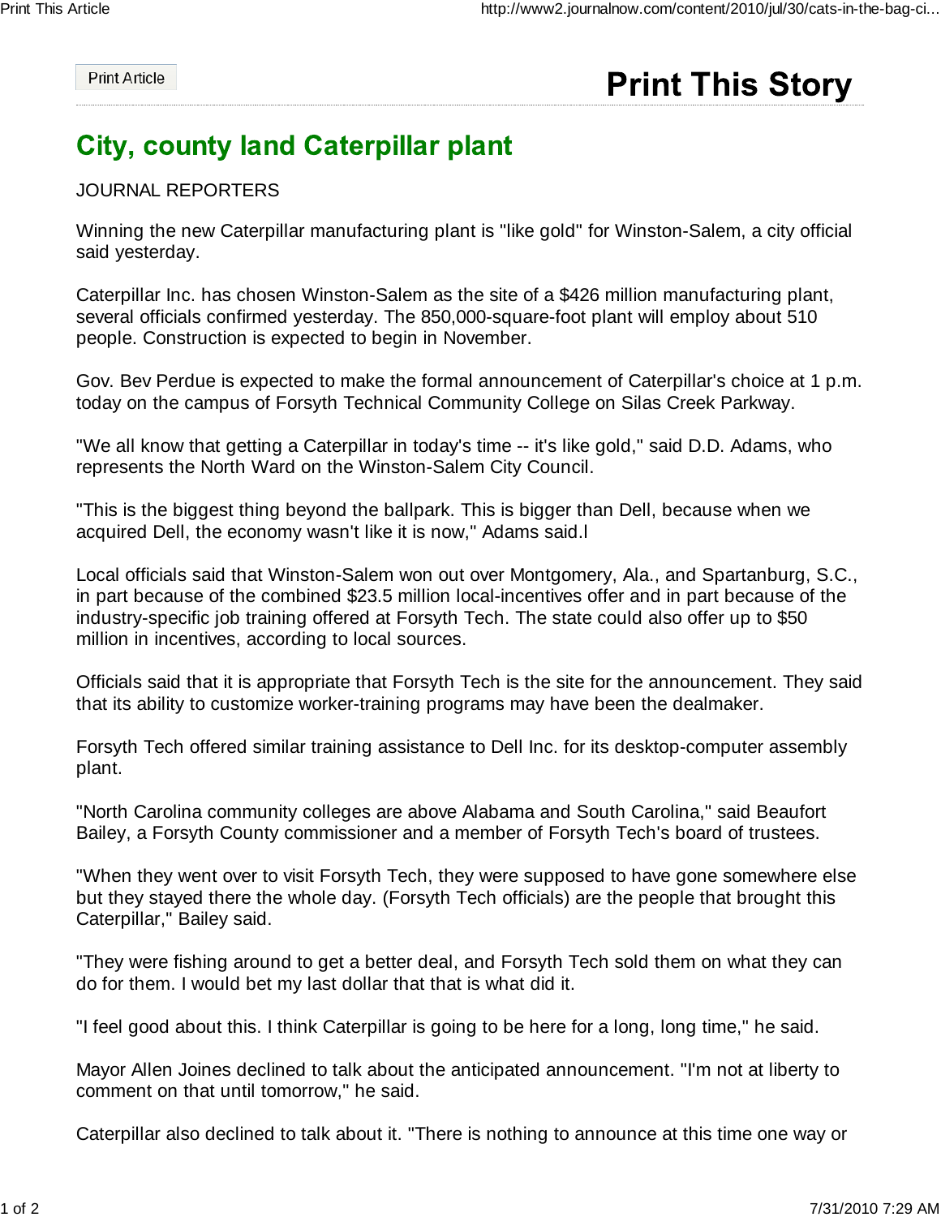# City, county land Caterpillar plant

JOURNAL REPORTERS

Winning the new Caterpillar manufacturing plant is "like gold" for Winston-Salem, a city official said yesterday.

Caterpillar Inc. has chosen Winston-Salem as the site of a $426 million manufacturing plant, several officials confirmed yesterday. The 850,000-square-foot plant will employ about 510 people. Construction is expected to begin in November.

Gov. Bev Perdue is expected to make the formal announcement of Caterpillar's choice at 1 p.m. today on the campus of Forsyth Technical Community College on Silas Creek Parkway.

"We all know that getting a Caterpillar in today's time -- it's like gold," said D.D. Adams, who represents the North Ward on the Winston-Salem City Council.

"This is the biggest thing beyond the ballpark. This is bigger than Dell, because when we acquired Dell, the economy wasn't like it is now," Adams said.l

Local officials said that Winston-Salem won out over Montgomery, Ala., and Spartanburg, S.C., in part because of the combined $23.5 million local-incentives offer and in part because of the industry-specific job training offered at Forsyth Tech. The state could also offer up to $50 million in incentives, according to local sources.

Officials said that it is appropriate that Forsyth Tech is the site for the announcement. They said that its ability to customize worker-training programs may have been the dealmaker.

Forsyth Tech offered similar training assistance to Dell Inc. for its desktop-computer assembly plant.

"North Carolina community colleges are above Alabama and South Carolina," said Beaufort Bailey, a Forsyth County commissioner and a member of Forsyth Tech's board of trustees.

"When they went over to visit Forsyth Tech, they were supposed to have gone somewhere else but they stayed there the whole day. (Forsyth Tech officials) are the people that brought this Caterpillar," Bailey said.

"They were fishing around to get a better deal, and Forsyth Tech sold them on what they can do for them. I would bet my last dollar that that is what did it.

"I feel good about this. I think Caterpillar is going to be here for a long, long time," he said.

Mayor Allen Joines declined to talk about the anticipated announcement. "I'm not at liberty to comment on that until tomorrow," he said.

Caterpillar also declined to talk about it. "There is nothing to announce at this time one way or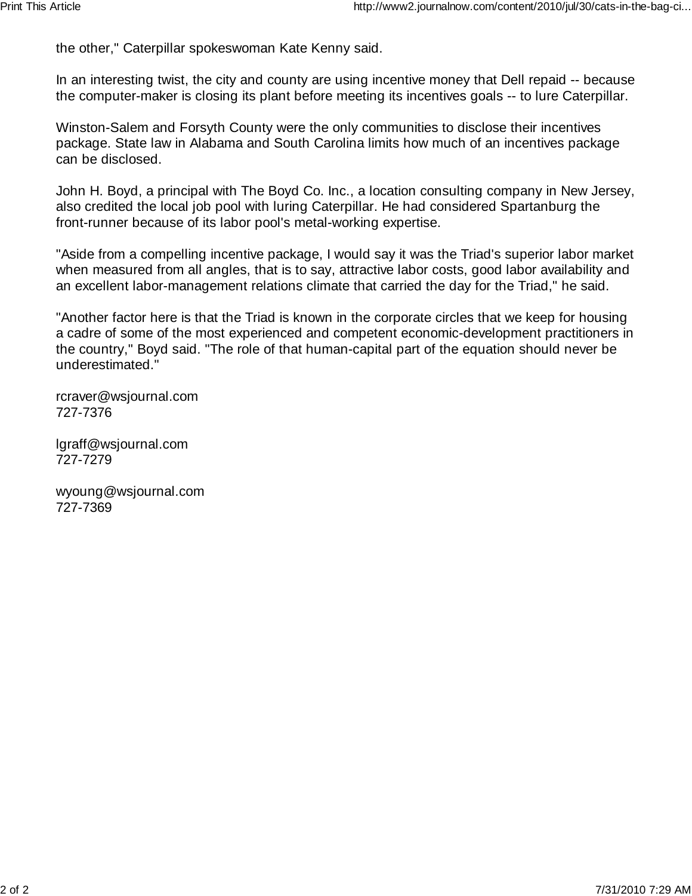the other," Caterpillar spokeswoman Kate Kenny said.

In an interesting twist, the city and county are using incentive money that Dell repaid -- because the computer-maker is closing its plant before meeting its incentives goals -- to lure Caterpillar.

Winston-Salem and Forsyth County were the only communities to disclose their incentives package. State law in Alabama and South Carolina limits how much of an incentives package can be disclosed.

John H. Boyd, a principal with The Boyd Co. Inc., a location consulting company in New Jersey, also credited the local job pool with luring Caterpillar. He had considered Spartanburg the front-runner because of its labor pool's metal-working expertise.

"Aside from a compelling incentive package, I would say it was the Triad's superior labor market when measured from all angles, that is to say, attractive labor costs, good labor availability and an excellent labor-management relations climate that carried the day for the Triad," he said.

"Another factor here is that the Triad is known in the corporate circles that we keep for housing a cadre of some of the most experienced and competent economic-development practitioners in the country," Boyd said. "The role of that human-capital part of the equation should never be underestimated."

rcraver@wsjournal.com
727-7376

lgraff@wsjournal.com
727-7279

wyoung@wsjournal.com
727-7369